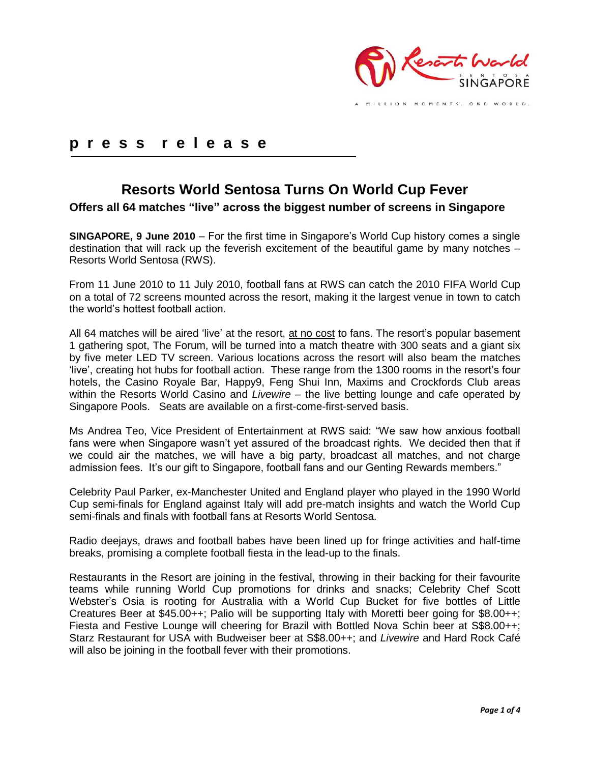**press release**

# Resorts World Sentosa Turns On World Cup Fever

## Offers all 64 matches "live" across the biggest number of screens in Singapore

**SINGAPORE, 9 June 2010** – For the first time in Singapore's World Cup history comes a single destination that will rack up the feverish excitement of the beautiful game by many notches – Resorts World Sentosa (RWS).

From 11 June 2010 to 11 July 2010, football fans at RWS can catch the 2010 FIFA World Cup on a total of 72 screens mounted across the resort, making it the largest venue in town to catch the world's hottest football action.

All 64 matches will be aired 'live' at the resort, at no cost to fans. The resort's popular basement 1 gathering spot, The Forum, will be turned into a match theatre with 300 seats and a giant six by five meter LED TV screen. Various locations across the resort will also beam the matches 'live', creating hot hubs for football action. These range from the 1300 rooms in the resort's four hotels, the Casino Royale Bar, Happy9, Feng Shui Inn, Maxims and Crockfords Club areas within the Resorts World Casino and *Livewire* – the live betting lounge and cafe operated by Singapore Pools. Seats are available on a first-come-first-served basis.

Ms Andrea Teo, Vice President of Entertainment at RWS said: "We saw how anxious football fans were when Singapore wasn't yet assured of the broadcast rights. We decided then that if we could air the matches, we will have a big party, broadcast all matches, and not charge admission fees. It's our gift to Singapore, football fans and our Genting Rewards members."

Celebrity Paul Parker, ex-Manchester United and England player who played in the 1990 World Cup semi-finals for England against Italy will add pre-match insights and watch the World Cup semi-finals and finals with football fans at Resorts World Sentosa.

Radio deejays, draws and football babes have been lined up for fringe activities and half-time breaks, promising a complete football fiesta in the lead-up to the finals.

Restaurants in the Resort are joining in the festival, throwing in their backing for their favourite teams while running World Cup promotions for drinks and snacks; Celebrity Chef Scott Webster's Osia is rooting for Australia with a World Cup Bucket for five bottles of Little Creatures Beer at $45.00++; Palio will be supporting Italy with Moretti beer going for $8.00++; Fiesta and Festive Lounge will cheering for Brazil with Bottled Nova Schin beer at S$8.00++; Starz Restaurant for USA with Budweiser beer at S$8.00++; and *Livewire* and Hard Rock Café will also be joining in the football fever with their promotions.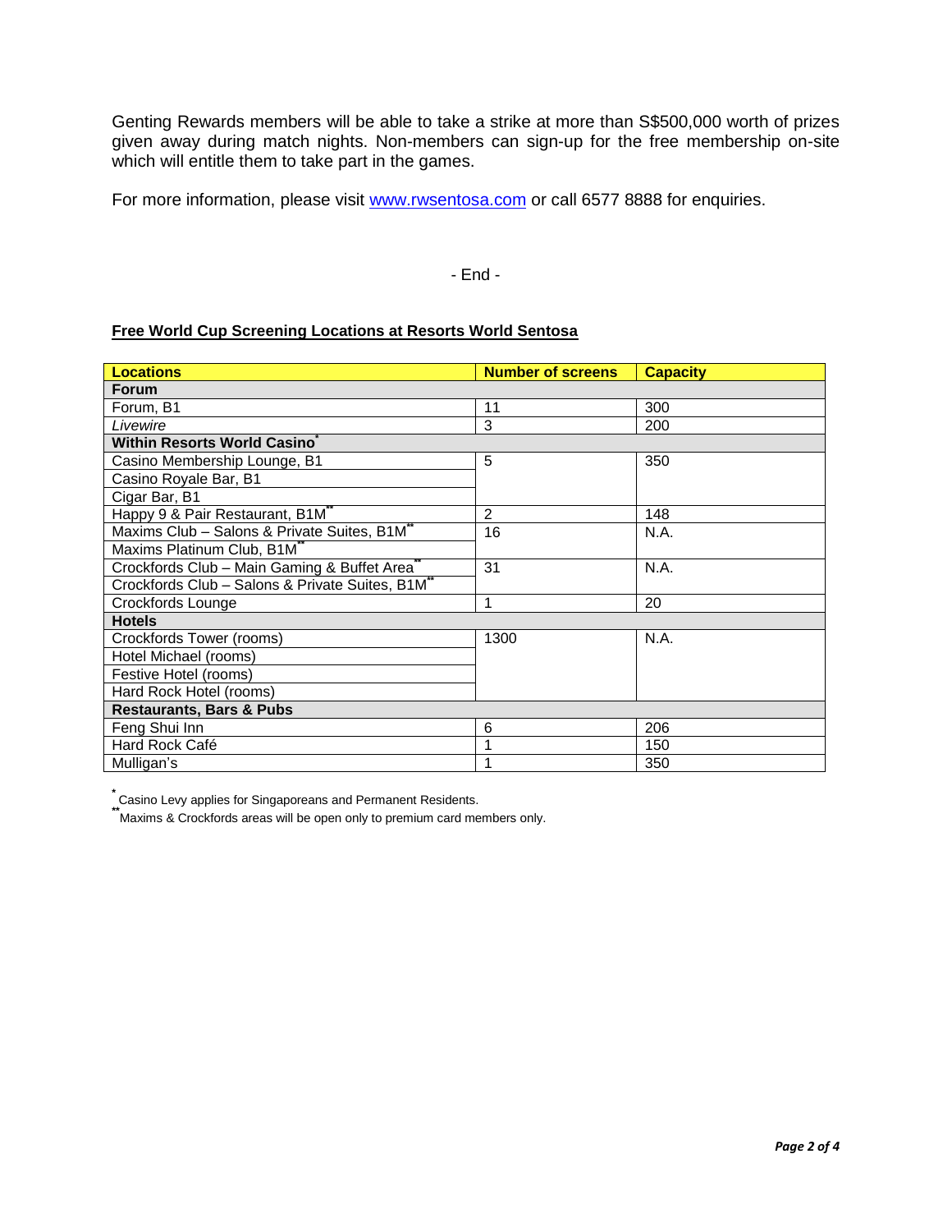Genting Rewards members will be able to take a strike at more than S$500,000 worth of prizes given away during match nights. Non-members can sign-up for the free membership on-site which will entitle them to take part in the games.

For more information, please visit www.rwsentosa.com or call 6577 8888 for enquiries.

- End -

**Free World Cup Screening Locations at Resorts World Sentosa**

| Locations | Number of screens | Capacity |
|---|---|---|
| **Forum** | | |
| Forum, B1 | 11 | 300 |
| *Livewire* | 3 | 200 |
| **Within Resorts World Casino*** | | |
| Casino Membership Lounge, B1 | 5 | 350 |
| Casino Royale Bar, B1 | | |
| Cigar Bar, B1 | | |
| Happy 9 & Pair Restaurant, B1M** | 2 | 148 |
| Maxims Club – Salons & Private Suites, B1M** | 16 | N.A. |
| Maxims Platinum Club, B1M** | | |
| Crockfords Club – Main Gaming & Buffet Area** | 31 | N.A. |
| Crockfords Club – Salons & Private Suites, B1M** | | |
| Crockfords Lounge | 1 | 20 |
| **Hotels** | | |
| Crockfords Tower (rooms) | 1300 | N.A. |
| Hotel Michael (rooms) | | |
| Festive Hotel (rooms) | | |
| Hard Rock Hotel (rooms) | | |
| **Restaurants, Bars & Pubs** | | |
| Feng Shui Inn | 6 | 206 |
| Hard Rock Café | 1 | 150 |
| Mulligan's | 1 | 350 |

* Casino Levy applies for Singaporeans and Permanent Residents.
** Maxims & Crockfords areas will be open only to premium card members only.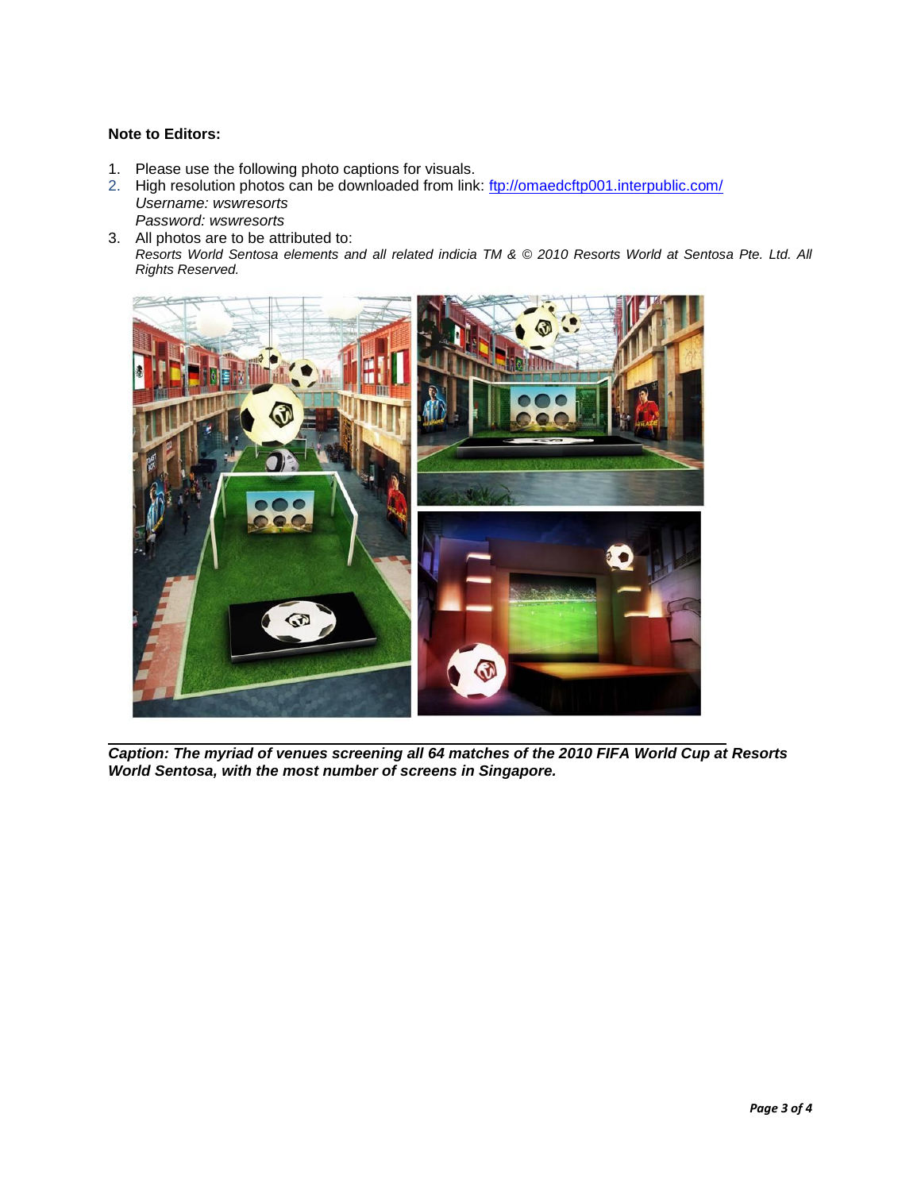**Note to Editors:**

1. Please use the following photo captions for visuals.
2. High resolution photos can be downloaded from link: ftp://omaedcftp001.interpublic.com/
   *Username: wswresorts*
   *Password: wswresorts*
3. All photos are to be attributed to:
   *Resorts World Sentosa elements and all related indicia TM & © 2010 Resorts World at Sentosa Pte. Ltd. All Rights Reserved.*

***Caption: The myriad of venues screening all 64 matches of the 2010 FIFA World Cup at Resorts World Sentosa, with the most number of screens in Singapore.***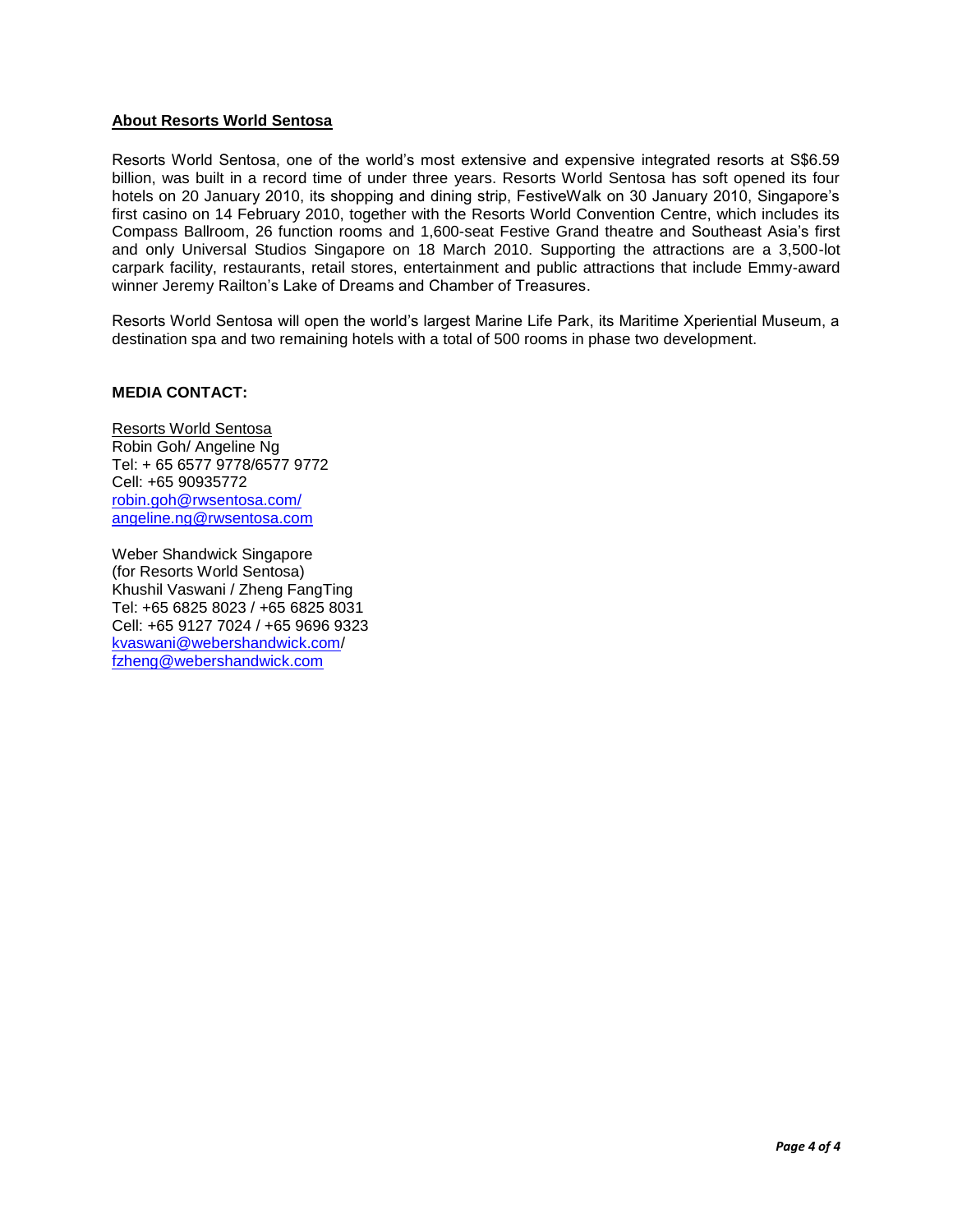## About Resorts World Sentosa

Resorts World Sentosa, one of the world's most extensive and expensive integrated resorts at S$6.59 billion, was built in a record time of under three years. Resorts World Sentosa has soft opened its four hotels on 20 January 2010, its shopping and dining strip, FestiveWalk on 30 January 2010, Singapore's first casino on 14 February 2010, together with the Resorts World Convention Centre, which includes its Compass Ballroom, 26 function rooms and 1,600-seat Festive Grand theatre and Southeast Asia's first and only Universal Studios Singapore on 18 March 2010. Supporting the attractions are a 3,500-lot carpark facility, restaurants, retail stores, entertainment and public attractions that include Emmy-award winner Jeremy Railton's Lake of Dreams and Chamber of Treasures.

Resorts World Sentosa will open the world's largest Marine Life Park, its Maritime Xperiential Museum, a destination spa and two remaining hotels with a total of 500 rooms in phase two development.

**MEDIA CONTACT:**

Resorts World Sentosa
Robin Goh/ Angeline Ng
Tel: + 65 6577 9778/6577 9772
Cell: +65 90935772
robin.goh@rwsentosa.com/
angeline.ng@rwsentosa.com

Weber Shandwick Singapore
(for Resorts World Sentosa)
Khushil Vaswani / Zheng FangTing
Tel: +65 6825 8023 / +65 6825 8031
Cell: +65 9127 7024 / +65 9696 9323
kvaswani@webershandwick.com/
fzheng@webershandwick.com